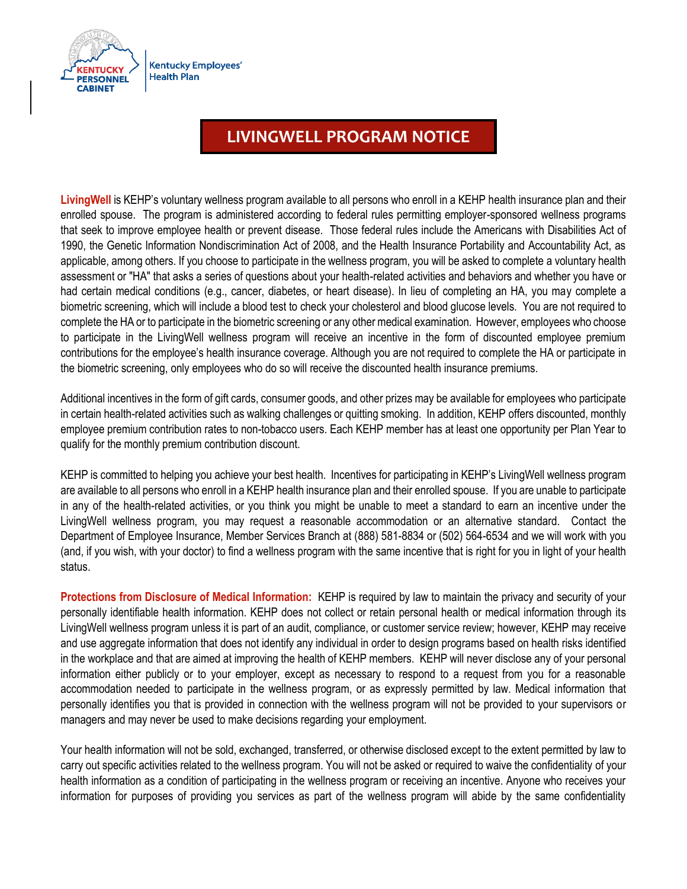Kentucky Personnel Cabinet | Kentucky Employees' Health Plan

# LIVINGWELL PROGRAM NOTICE

**LivingWell** is KEHP's voluntary wellness program available to all persons who enroll in a KEHP health insurance plan and their enrolled spouse. The program is administered according to federal rules permitting employer-sponsored wellness programs that seek to improve employee health or prevent disease. Those federal rules include the Americans with Disabilities Act of 1990, the Genetic Information Nondiscrimination Act of 2008, and the Health Insurance Portability and Accountability Act, as applicable, among others. If you choose to participate in the wellness program, you will be asked to complete a voluntary health assessment or "HA" that asks a series of questions about your health-related activities and behaviors and whether you have or had certain medical conditions (e.g., cancer, diabetes, or heart disease). In lieu of completing an HA, you may complete a biometric screening, which will include a blood test to check your cholesterol and blood glucose levels. You are not required to complete the HA or to participate in the biometric screening or any other medical examination. However, employees who choose to participate in the LivingWell wellness program will receive an incentive in the form of discounted employee premium contributions for the employee's health insurance coverage. Although you are not required to complete the HA or participate in the biometric screening, only employees who do so will receive the discounted health insurance premiums.

Additional incentives in the form of gift cards, consumer goods, and other prizes may be available for employees who participate in certain health-related activities such as walking challenges or quitting smoking. In addition, KEHP offers discounted, monthly employee premium contribution rates to non-tobacco users. Each KEHP member has at least one opportunity per Plan Year to qualify for the monthly premium contribution discount.

KEHP is committed to helping you achieve your best health. Incentives for participating in KEHP's LivingWell wellness program are available to all persons who enroll in a KEHP health insurance plan and their enrolled spouse. If you are unable to participate in any of the health-related activities, or you think you might be unable to meet a standard to earn an incentive under the LivingWell wellness program, you may request a reasonable accommodation or an alternative standard. Contact the Department of Employee Insurance, Member Services Branch at (888) 581-8834 or (502) 564-6534 and we will work with you (and, if you wish, with your doctor) to find a wellness program with the same incentive that is right for you in light of your health status.

**Protections from Disclosure of Medical Information:** KEHP is required by law to maintain the privacy and security of your personally identifiable health information. KEHP does not collect or retain personal health or medical information through its LivingWell wellness program unless it is part of an audit, compliance, or customer service review; however, KEHP may receive and use aggregate information that does not identify any individual in order to design programs based on health risks identified in the workplace and that are aimed at improving the health of KEHP members. KEHP will never disclose any of your personal information either publicly or to your employer, except as necessary to respond to a request from you for a reasonable accommodation needed to participate in the wellness program, or as expressly permitted by law. Medical information that personally identifies you that is provided in connection with the wellness program will not be provided to your supervisors or managers and may never be used to make decisions regarding your employment.

Your health information will not be sold, exchanged, transferred, or otherwise disclosed except to the extent permitted by law to carry out specific activities related to the wellness program. You will not be asked or required to waive the confidentiality of your health information as a condition of participating in the wellness program or receiving an incentive. Anyone who receives your information for purposes of providing you services as part of the wellness program will abide by the same confidentiality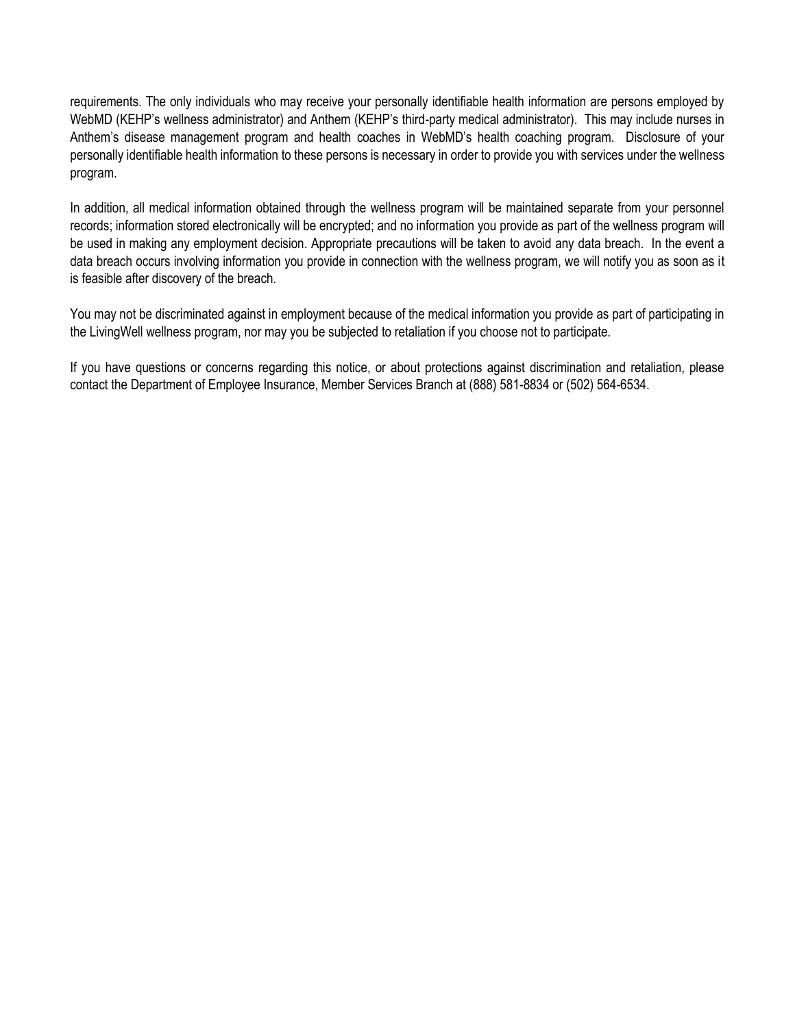requirements. The only individuals who may receive your personally identifiable health information are persons employed by WebMD (KEHP's wellness administrator) and Anthem (KEHP's third-party medical administrator). This may include nurses in Anthem's disease management program and health coaches in WebMD's health coaching program. Disclosure of your personally identifiable health information to these persons is necessary in order to provide you with services under the wellness program.

In addition, all medical information obtained through the wellness program will be maintained separate from your personnel records; information stored electronically will be encrypted; and no information you provide as part of the wellness program will be used in making any employment decision. Appropriate precautions will be taken to avoid any data breach. In the event a data breach occurs involving information you provide in connection with the wellness program, we will notify you as soon as it is feasible after discovery of the breach.

You may not be discriminated against in employment because of the medical information you provide as part of participating in the LivingWell wellness program, nor may you be subjected to retaliation if you choose not to participate.

If you have questions or concerns regarding this notice, or about protections against discrimination and retaliation, please contact the Department of Employee Insurance, Member Services Branch at (888) 581-8834 or (502) 564-6534.